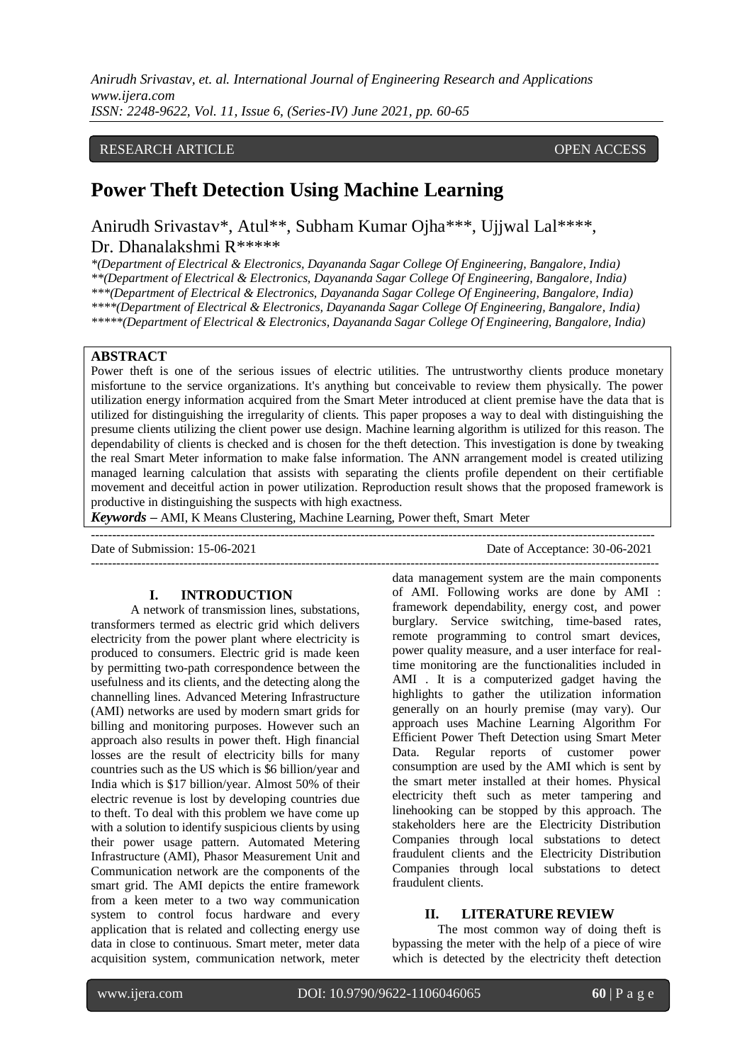RESEARCH ARTICLE OPEN ACCESS

# Power Theft Detection Using Machine Learning

Anirudh Srivastav*, Atul**, Subham Kumar Ojha***, Ujjwal Lal****, Dr. Dhanalakshmi R*****

*(Department of Electrical & Electronics, Dayananda Sagar College Of Engineering, Bangalore, India)
**(Department of Electrical & Electronics, Dayananda Sagar College Of Engineering, Bangalore, India)
***(Department of Electrical & Electronics, Dayananda Sagar College Of Engineering, Bangalore, India)
****(Department of Electrical & Electronics, Dayananda Sagar College Of Engineering, Bangalore, India)
*****(Department of Electrical & Electronics, Dayananda Sagar College Of Engineering, Bangalore, India)

## ABSTRACT

Power theft is one of the serious issues of electric utilities. The untrustworthy clients produce monetary misfortune to the service organizations. It's anything but conceivable to review them physically. The power utilization energy information acquired from the Smart Meter introduced at client premise have the data that is utilized for distinguishing the irregularity of clients. This paper proposes a way to deal with distinguishing the presume clients utilizing the client power use design. Machine learning algorithm is utilized for this reason. The dependability of clients is checked and is chosen for the theft detection. This investigation is done by tweaking the real Smart Meter information to make false information. The ANN arrangement model is created utilizing managed learning calculation that assists with separating the clients profile dependent on their certifiable movement and deceitful action in power utilization. Reproduction result shows that the proposed framework is productive in distinguishing the suspects with high exactness.

***Keywords*** **–** AMI, K Means Clustering, Machine Learning, Power theft, Smart Meter

Date of Submission: 15-06-2021 Date of Acceptance: 30-06-2021

## I. INTRODUCTION

A network of transmission lines, substations, transformers termed as electric grid which delivers electricity from the power plant where electricity is produced to consumers. Electric grid is made keen by permitting two-path correspondence between the usefulness and its clients, and the detecting along the channelling lines. Advanced Metering Infrastructure (AMI) networks are used by modern smart grids for billing and monitoring purposes. However such an approach also results in power theft. High financial losses are the result of electricity bills for many countries such as the US which is $6 billion/year and India which is $17 billion/year. Almost 50% of their electric revenue is lost by developing countries due to theft. To deal with this problem we have come up with a solution to identify suspicious clients by using their power usage pattern. Automated Metering Infrastructure (AMI), Phasor Measurement Unit and Communication network are the components of the smart grid. The AMI depicts the entire framework from a keen meter to a two way communication system to control focus hardware and every application that is related and collecting energy use data in close to continuous. Smart meter, meter data acquisition system, communication network, meter data management system are the main components of AMI. Following works are done by AMI : framework dependability, energy cost, and power burglary. Service switching, time-based rates, remote programming to control smart devices, power quality measure, and a user interface for real-time monitoring are the functionalities included in AMI . It is a computerized gadget having the highlights to gather the utilization information generally on an hourly premise (may vary). Our approach uses Machine Learning Algorithm For Efficient Power Theft Detection using Smart Meter Data. Regular reports of customer power consumption are used by the AMI which is sent by the smart meter installed at their homes. Physical electricity theft such as meter tampering and linehooking can be stopped by this approach. The stakeholders here are the Electricity Distribution Companies through local substations to detect fraudulent clients and the Electricity Distribution Companies through local substations to detect fraudulent clients.

## II. LITERATURE REVIEW

The most common way of doing theft is bypassing the meter with the help of a piece of wire which is detected by the electricity theft detection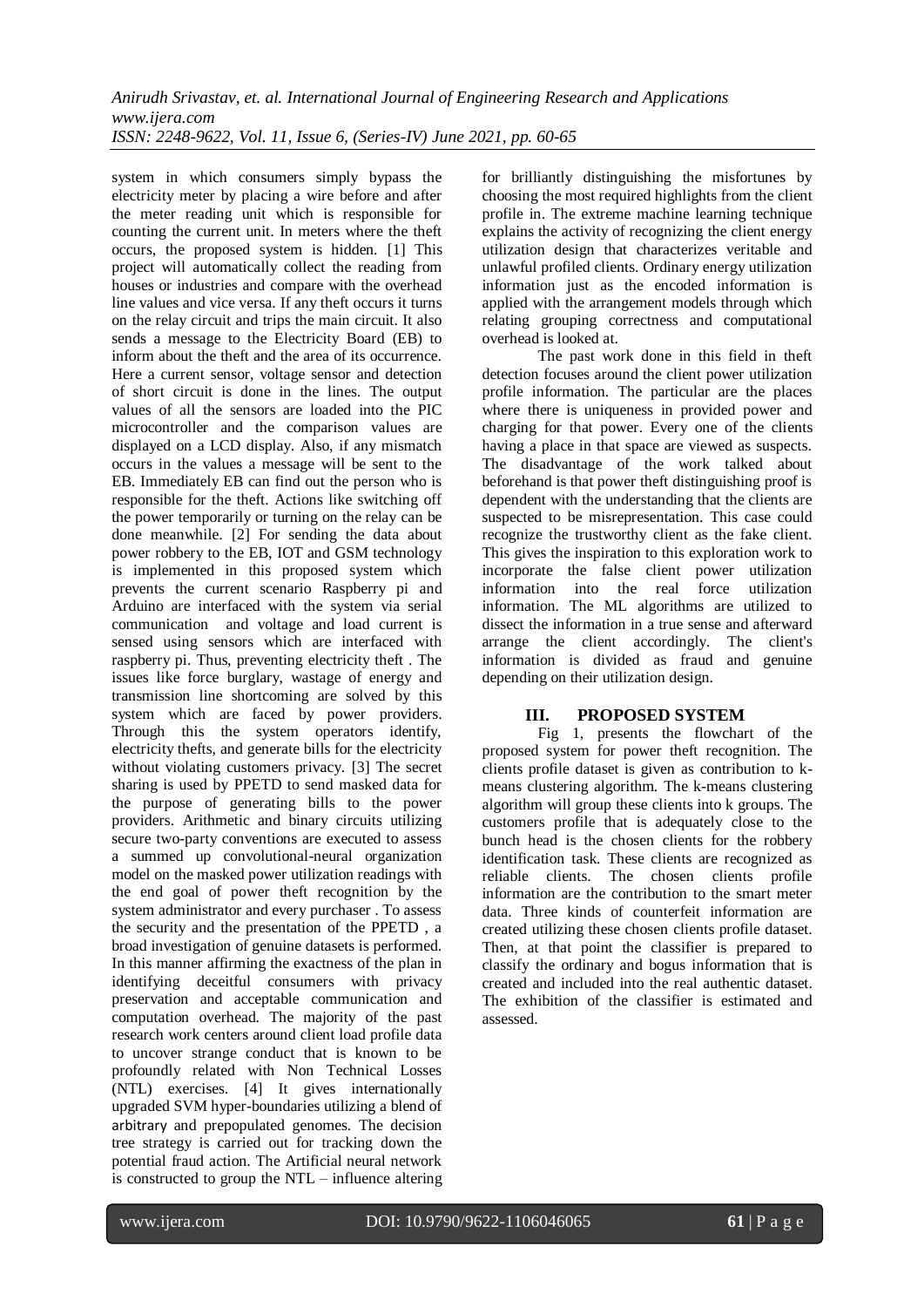system in which consumers simply bypass the electricity meter by placing a wire before and after the meter reading unit which is responsible for counting the current unit. In meters where the theft occurs, the proposed system is hidden. [1] This project will automatically collect the reading from houses or industries and compare with the overhead line values and vice versa. If any theft occurs it turns on the relay circuit and trips the main circuit. It also sends a message to the Electricity Board (EB) to inform about the theft and the area of its occurrence. Here a current sensor, voltage sensor and detection of short circuit is done in the lines. The output values of all the sensors are loaded into the PIC microcontroller and the comparison values are displayed on a LCD display. Also, if any mismatch occurs in the values a message will be sent to the EB. Immediately EB can find out the person who is responsible for the theft. Actions like switching off the power temporarily or turning on the relay can be done meanwhile. [2] For sending the data about power robbery to the EB, IOT and GSM technology is implemented in this proposed system which prevents the current scenario Raspberry pi and Arduino are interfaced with the system via serial communication and voltage and load current is sensed using sensors which are interfaced with raspberry pi. Thus, preventing electricity theft . The issues like force burglary, wastage of energy and transmission line shortcoming are solved by this system which are faced by power providers. Through this the system operators identify, electricity thefts, and generate bills for the electricity without violating customers privacy. [3] The secret sharing is used by PPETD to send masked data for the purpose of generating bills to the power providers. Arithmetic and binary circuits utilizing secure two-party conventions are executed to assess a summed up convolutional-neural organization model on the masked power utilization readings with the end goal of power theft recognition by the system administrator and every purchaser . To assess the security and the presentation of the PPETD , a broad investigation of genuine datasets is performed. In this manner affirming the exactness of the plan in identifying deceitful consumers with privacy preservation and acceptable communication and computation overhead. The majority of the past research work centers around client load profile data to uncover strange conduct that is known to be profoundly related with Non Technical Losses (NTL) exercises. [4] It gives internationally upgraded SVM hyper-boundaries utilizing a blend of arbitrary and prepopulated genomes. The decision tree strategy is carried out for tracking down the potential fraud action. The Artificial neural network is constructed to group the NTL – influence altering for brilliantly distinguishing the misfortunes by choosing the most required highlights from the client profile in. The extreme machine learning technique explains the activity of recognizing the client energy utilization design that characterizes veritable and unlawful profiled clients. Ordinary energy utilization information just as the encoded information is applied with the arrangement models through which relating grouping correctness and computational overhead is looked at.

The past work done in this field in theft detection focuses around the client power utilization profile information. The particular are the places where there is uniqueness in provided power and charging for that power. Every one of the clients having a place in that space are viewed as suspects. The disadvantage of the work talked about beforehand is that power theft distinguishing proof is dependent with the understanding that the clients are suspected to be misrepresentation. This case could recognize the trustworthy client as the fake client. This gives the inspiration to this exploration work to incorporate the false client power utilization information into the real force utilization information. The ML algorithms are utilized to dissect the information in a true sense and afterward arrange the client accordingly. The client's information is divided as fraud and genuine depending on their utilization design.

## III. PROPOSED SYSTEM

Fig 1, presents the flowchart of the proposed system for power theft recognition. The clients profile dataset is given as contribution to k-means clustering algorithm. The k-means clustering algorithm will group these clients into k groups. The customers profile that is adequately close to the bunch head is the chosen clients for the robbery identification task. These clients are recognized as reliable clients. The chosen clients profile information are the contribution to the smart meter data. Three kinds of counterfeit information are created utilizing these chosen clients profile dataset. Then, at that point the classifier is prepared to classify the ordinary and bogus information that is created and included into the real authentic dataset. The exhibition of the classifier is estimated and assessed.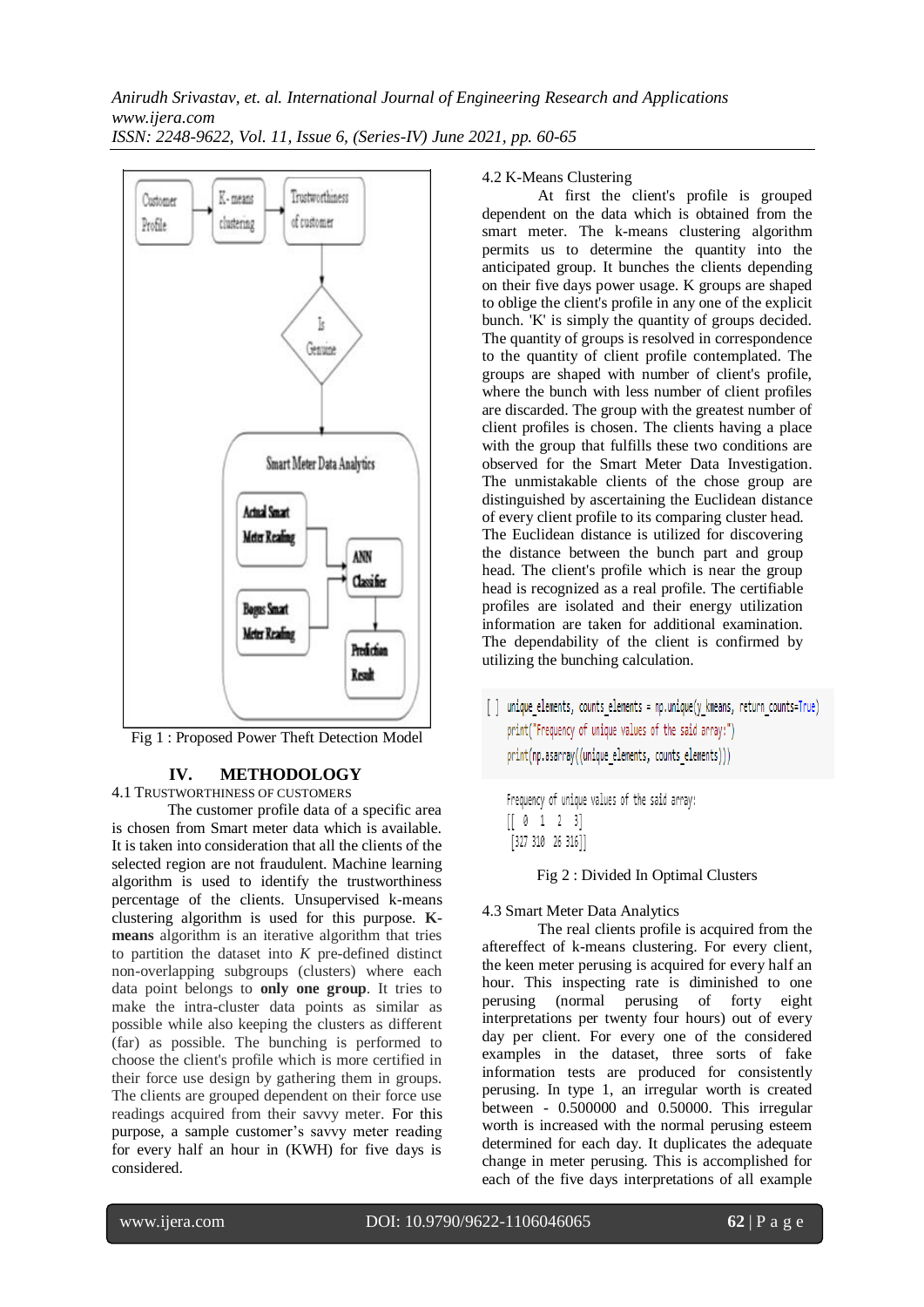Fig 1 : Proposed Power Theft Detection Model

## IV. METHODOLOGY

### 4.1 TRUSTWORTHINESS OF CUSTOMERS

The customer profile data of a specific area is chosen from Smart meter data which is available. It is taken into consideration that all the clients of the selected region are not fraudulent. Machine learning algorithm is used to identify the trustworthiness percentage of the clients. Unsupervised k-means clustering algorithm is used for this purpose. **K-means** algorithm is an iterative algorithm that tries to partition the dataset into *K* pre-defined distinct non-overlapping subgroups (clusters) where each data point belongs to **only one group**. It tries to make the intra-cluster data points as similar as possible while also keeping the clusters as different (far) as possible. The bunching is performed to choose the client's profile which is more certified in their force use design by gathering them in groups. The clients are grouped dependent on their force use readings acquired from their savvy meter. For this purpose, a sample customer's savvy meter reading for every half an hour in (KWH) for five days is considered.

### 4.2 K-Means Clustering

At first the client's profile is grouped dependent on the data which is obtained from the smart meter. The k-means clustering algorithm permits us to determine the quantity into the anticipated group. It bunches the clients depending on their five days power usage. K groups are shaped to oblige the client's profile in any one of the explicit bunch. 'K' is simply the quantity of groups decided. The quantity of groups is resolved in correspondence to the quantity of client profile contemplated. The groups are shaped with number of client's profile, where the bunch with less number of client profiles are discarded. The group with the greatest number of client profiles is chosen. The clients having a place with the group that fulfills these two conditions are observed for the Smart Meter Data Investigation. The unmistakable clients of the chose group are distinguished by ascertaining the Euclidean distance of every client profile to its comparing cluster head. The Euclidean distance is utilized for discovering the distance between the bunch part and group head. The client's profile which is near the group head is recognized as a real profile. The certifiable profiles are isolated and their energy utilization information are taken for additional examination. The dependability of the client is confirmed by utilizing the bunching calculation.

```
[ ] unique_elements, counts_elements = np.unique(y_kmeans, return_counts=True)
    print("Frequency of unique values of the said array:")
    print(np.asarray((unique_elements, counts_elements)))

    Frequency of unique values of the said array:
    [[  0   1   2   3]
     [327 310  26 316]]
```

Fig 2 : Divided In Optimal Clusters

### 4.3 Smart Meter Data Analytics

The real clients profile is acquired from the aftereffect of k-means clustering. For every client, the keen meter perusing is acquired for every half an hour. This inspecting rate is diminished to one perusing (normal perusing of forty eight interpretations per twenty four hours) out of every day per client. For every one of the considered examples in the dataset, three sorts of fake information tests are produced for consistently perusing. In type 1, an irregular worth is created between - 0.500000 and 0.50000. This irregular worth is increased with the normal perusing esteem determined for each day. It duplicates the adequate change in meter perusing. This is accomplished for each of the five days interpretations of all example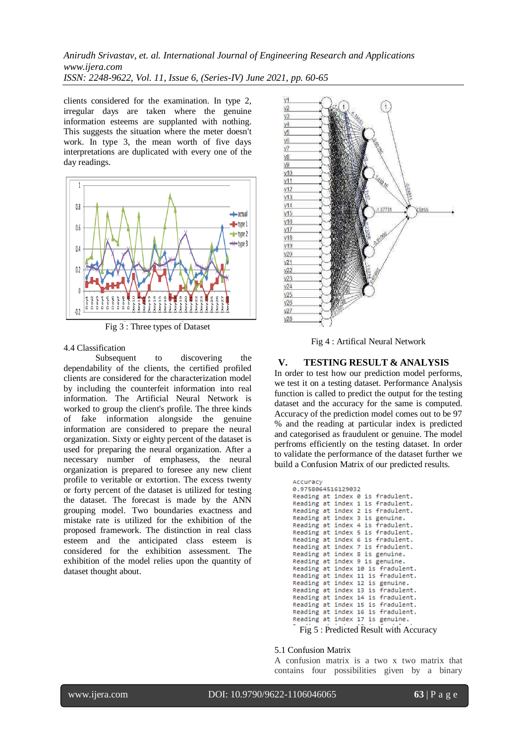clients considered for the examination. In type 2, irregular days are taken where the genuine information esteems are supplanted with nothing. This suggests the situation where the meter doesn't work. In type 3, the mean worth of five days interpretations are duplicated with every one of the day readings.

Fig 3 : Three types of Dataset

4.4 Classification

Subsequent to discovering the dependability of the clients, the certified profiled clients are considered for the characterization model by including the counterfeit information into real information. The Artificial Neural Network is worked to group the client's profile. The three kinds of fake information alongside the genuine information are considered to prepare the neural organization. Sixty or eighty percent of the dataset is used for preparing the neural organization. After a necessary number of emphases, the neural organization is prepared to foresee any new client profile to veritable or extortion. The excess twenty or forty percent of the dataset is utilized for testing the dataset. The forecast is made by the ANN grouping model. Two boundaries exactness and mistake rate is utilized for the exhibition of the proposed framework. The distinction in real class esteem and the anticipated class esteem is considered for the exhibition assessment. The exhibition of the model relies upon the quantity of dataset thought about.

Fig 4 : Artifical Neural Network

## V. TESTING RESULT & ANALYSIS

In order to test how our prediction model performs, we test it on a testing dataset. Performance Analysis function is called to predict the output for the testing dataset and the accuracy for the same is computed. Accuracy of the prediction model comes out to be 97 % and the reading at particular index is predicted and categorised as fraudulent or genuine. The model perfroms efficiently on the testing dataset. In order to validate the performance of the dataset further we build a Confusion Matrix of our predicted results.

```
Accuracy
0.9758064516129032
Reading at index 0 is fradulent.
Reading at index 1 is fradulent.
Reading at index 2 is fradulent.
Reading at index 3 is genuine.
Reading at index 4 is fradulent.
Reading at index 5 is fradulent.
Reading at index 6 is fradulent.
Reading at index 7 is fradulent.
Reading at index 8 is genuine.
Reading at index 9 is genuine.
Reading at index 10 is fradulent.
Reading at index 11 is fradulent.
Reading at index 12 is genuine.
Reading at index 13 is fradulent.
Reading at index 14 is fradulent.
Reading at index 15 is fradulent.
Reading at index 16 is fradulent.
Reading at index 17 is genuine.
```

Fig 5 : Predicted Result with Accuracy

5.1 Confusion Matrix

A confusion matrix is a two x two matrix that contains four possibilities given by a binary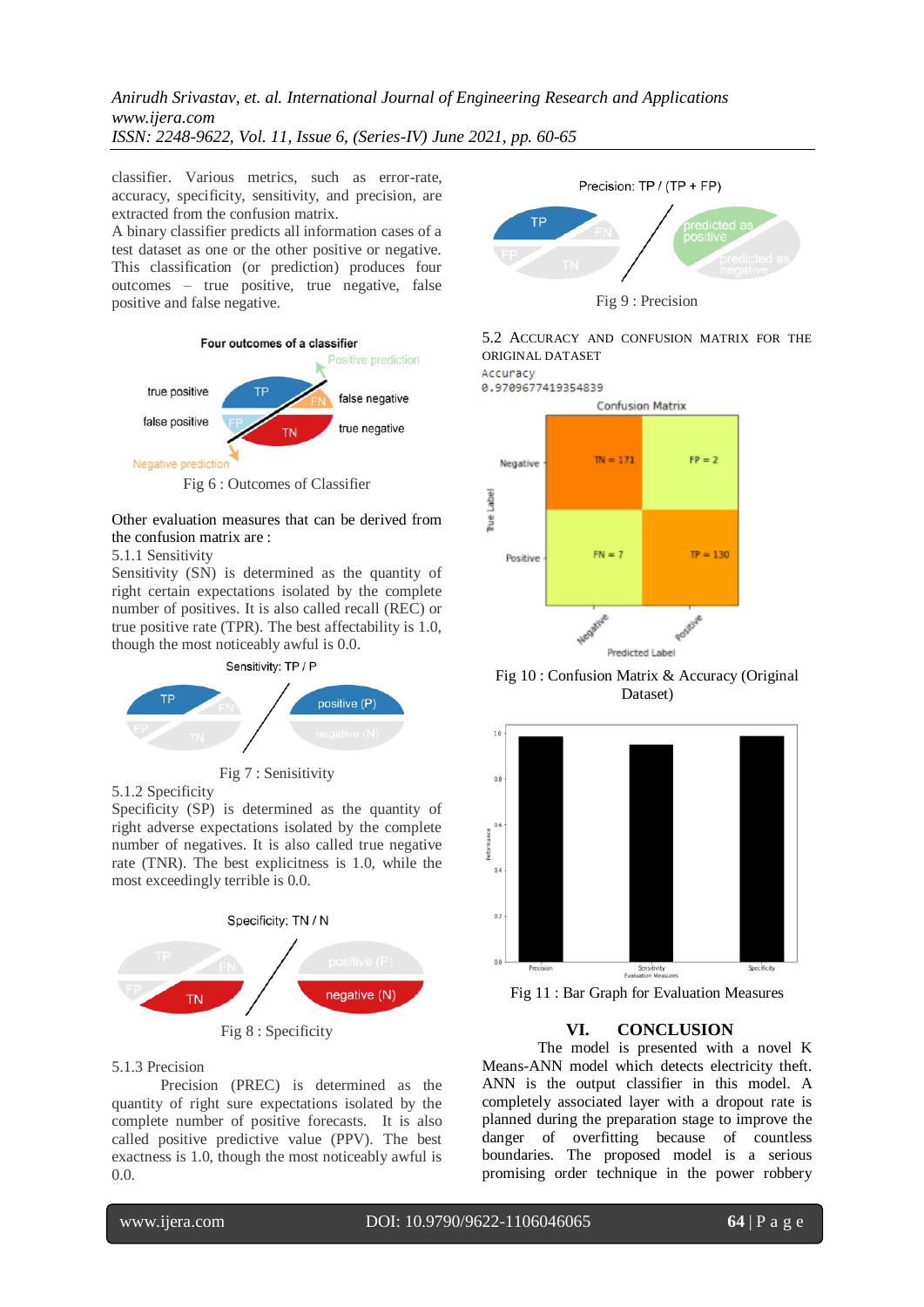classifier. Various metrics, such as error-rate, accuracy, specificity, sensitivity, and precision, are extracted from the confusion matrix.

A binary classifier predicts all information cases of a test dataset as one or the other positive or negative. This classification (or prediction) produces four outcomes – true positive, true negative, false positive and false negative.

Fig 6 : Outcomes of Classifier

Other evaluation measures that can be derived from the confusion matrix are :

5.1.1 Sensitivity

Sensitivity (SN) is determined as the quantity of right certain expectations isolated by the complete number of positives. It is also called recall (REC) or true positive rate (TPR). The best affectability is 1.0, though the most noticeably awful is 0.0.

Fig 7 : Senisitivity

5.1.2 Specificity

Specificity (SP) is determined as the quantity of right adverse expectations isolated by the complete number of negatives. It is also called true negative rate (TNR). The best explicitness is 1.0, while the most exceedingly terrible is 0.0.

Fig 8 : Specificity

5.1.3 Precision

Precision (PREC) is determined as the quantity of right sure expectations isolated by the complete number of positive forecasts. It is also called positive predictive value (PPV). The best exactness is 1.0, though the most noticeably awful is 0.0.

Fig 9 : Precision

### 5.2 Accuracy and Confusion Matrix for the Original Dataset

```
Accuracy
0.9709677419354839
```

Fig 10 : Confusion Matrix & Accuracy (Original Dataset)

Fig 11 : Bar Graph for Evaluation Measures

## VI. CONCLUSION

The model is presented with a novel K Means-ANN model which detects electricity theft. ANN is the output classifier in this model. A completely associated layer with a dropout rate is planned during the preparation stage to improve the danger of overfitting because of countless boundaries. The proposed model is a serious promising order technique in the power robbery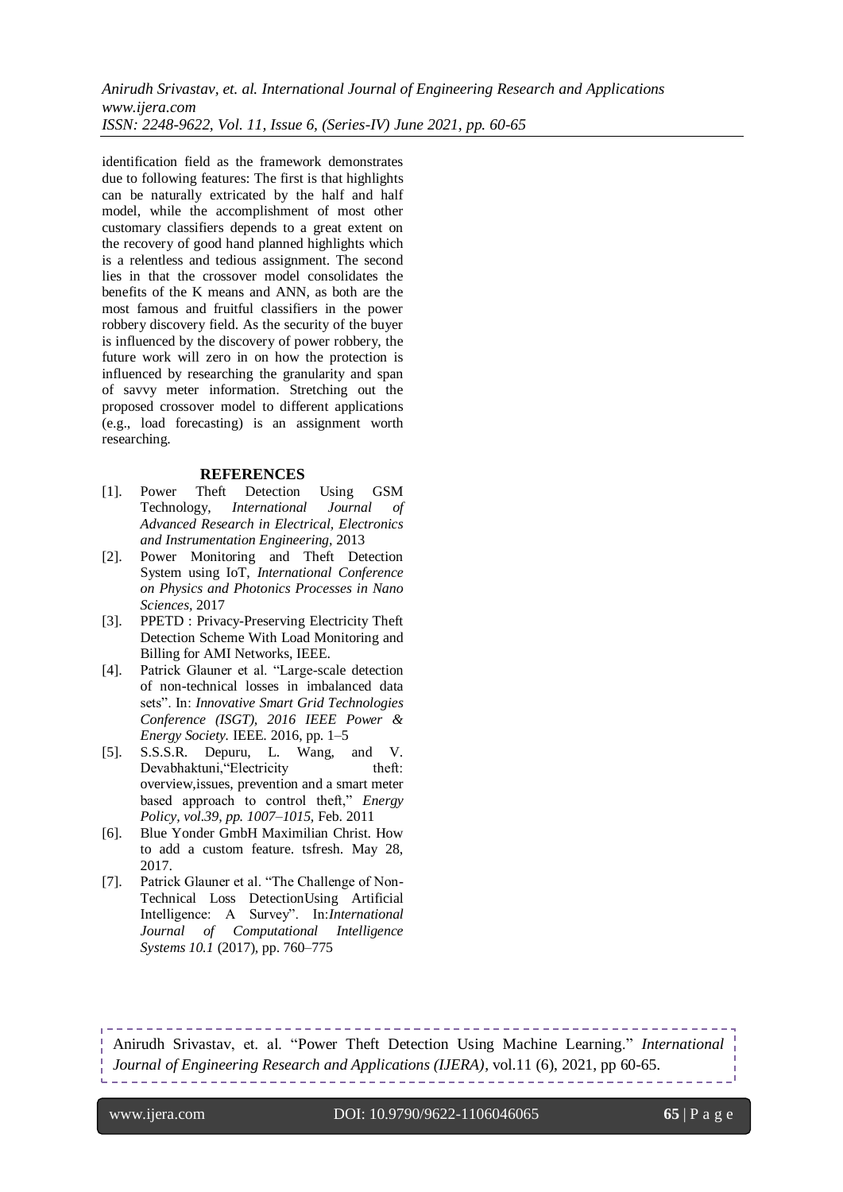identification field as the framework demonstrates due to following features: The first is that highlights can be naturally extricated by the half and half model, while the accomplishment of most other customary classifiers depends to a great extent on the recovery of good hand planned highlights which is a relentless and tedious assignment. The second lies in that the crossover model consolidates the benefits of the K means and ANN, as both are the most famous and fruitful classifiers in the power robbery discovery field. As the security of the buyer is influenced by the discovery of power robbery, the future work will zero in on how the protection is influenced by researching the granularity and span of savvy meter information. Stretching out the proposed crossover model to different applications (e.g., load forecasting) is an assignment worth researching.

## REFERENCES

[1]. Power Theft Detection Using GSM Technology, *International Journal of Advanced Research in Electrical, Electronics and Instrumentation Engineering*, 2013

[2]. Power Monitoring and Theft Detection System using IoT, *International Conference on Physics and Photonics Processes in Nano Sciences*, 2017

[3]. PPETD : Privacy-Preserving Electricity Theft Detection Scheme With Load Monitoring and Billing for AMI Networks, IEEE.

[4]. Patrick Glauner et al. "Large-scale detection of non-technical losses in imbalanced data sets". In: *Innovative Smart Grid Technologies Conference (ISGT), 2016 IEEE Power & Energy Society.* IEEE. 2016, pp. 1–5

[5]. S.S.S.R. Depuru, L. Wang, and V. Devabhaktuni,"Electricity theft: overview,issues, prevention and a smart meter based approach to control theft," *Energy Policy, vol.39, pp. 1007–1015*, Feb. 2011

[6]. Blue Yonder GmbH Maximilian Christ. How to add a custom feature. tsfresh. May 28, 2017.

[7]. Patrick Glauner et al. "The Challenge of Non-Technical Loss DetectionUsing Artificial Intelligence: A Survey". In:*International Journal of Computational Intelligence Systems 10.1* (2017), pp. 760–775

Anirudh Srivastav, et. al. "Power Theft Detection Using Machine Learning." *International Journal of Engineering Research and Applications (IJERA)*, vol.11 (6), 2021, pp 60-65.